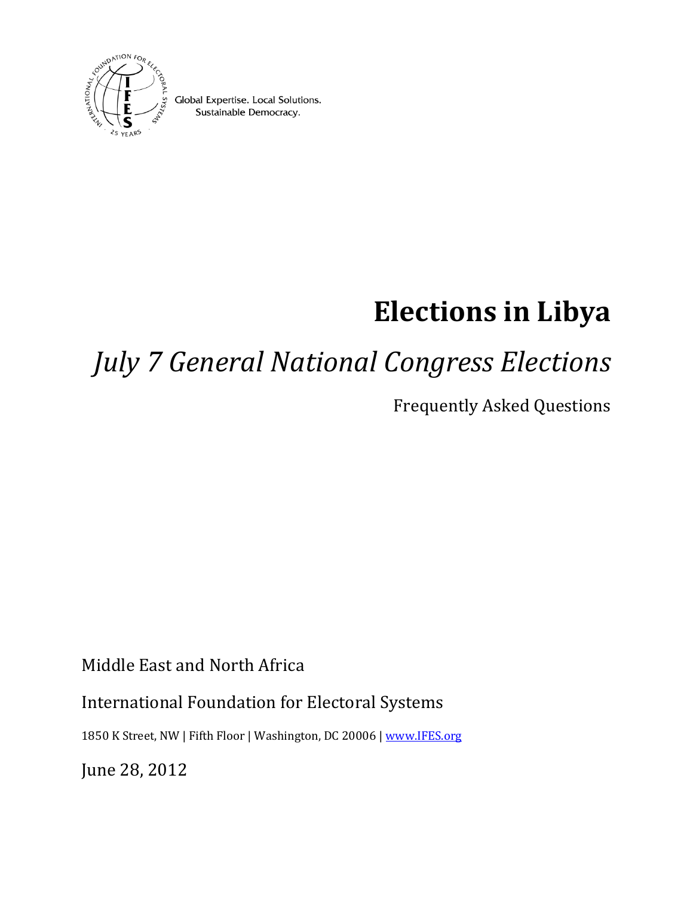Global Expertise. Local Solutions.
Sustainable Democracy.

# Elections in Libya

## *July 7 General National Congress Elections*

Frequently Asked Questions

Middle East and North Africa

International Foundation for Electoral Systems

1850 K Street, NW | Fifth Floor | Washington, DC 20006 | [www.IFES.org](http://www.IFES.org)

June 28, 2012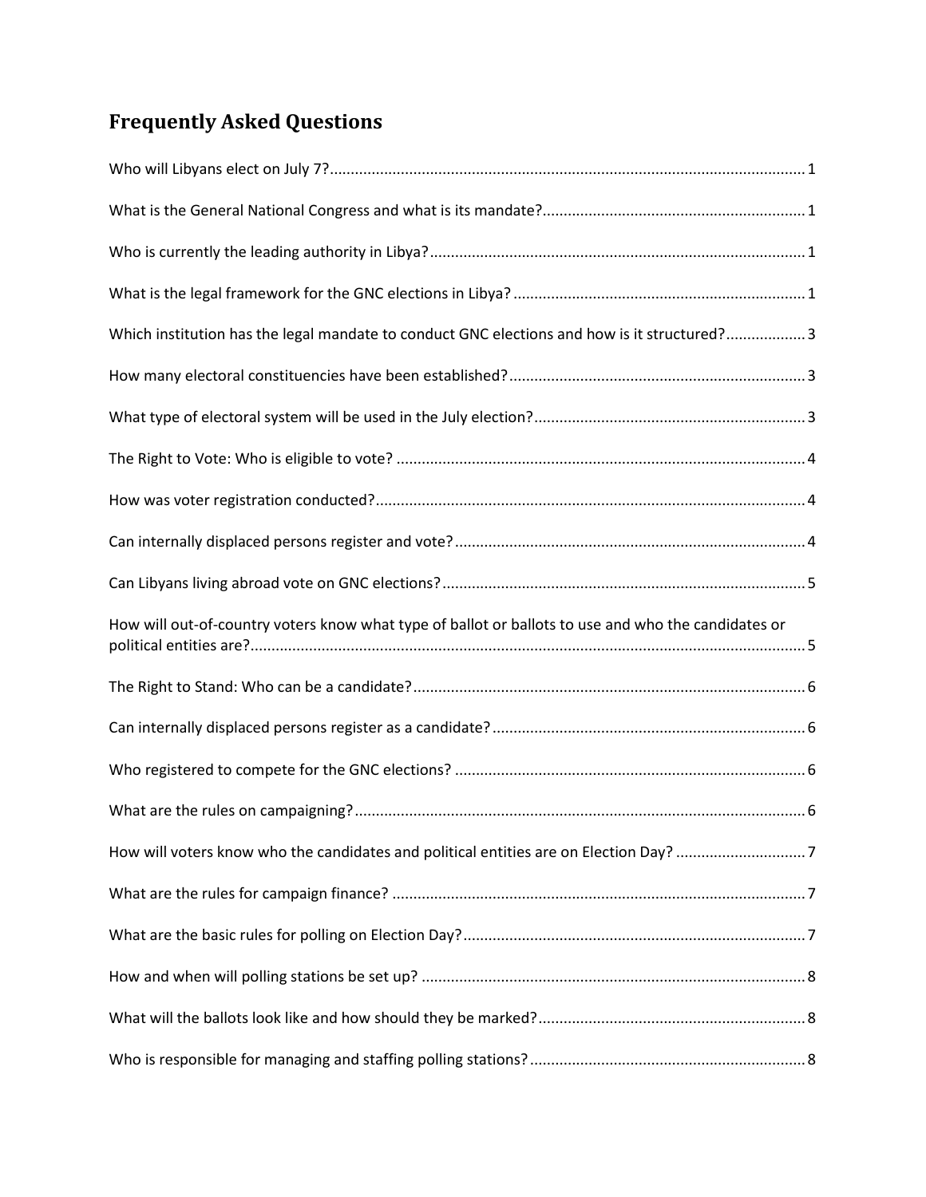## Frequently Asked Questions

Who will Libyans elect on July 7? ..... 1

What is the General National Congress and what is its mandate? ..... 1

Who is currently the leading authority in Libya? ..... 1

What is the legal framework for the GNC elections in Libya? ..... 1

Which institution has the legal mandate to conduct GNC elections and how is it structured? ..... 3

How many electoral constituencies have been established? ..... 3

What type of electoral system will be used in the July election? ..... 3

The Right to Vote: Who is eligible to vote? ..... 4

How was voter registration conducted? ..... 4

Can internally displaced persons register and vote? ..... 4

Can Libyans living abroad vote on GNC elections? ..... 5

How will out-of-country voters know what type of ballot or ballots to use and who the candidates or political entities are? ..... 5

The Right to Stand: Who can be a candidate? ..... 6

Can internally displaced persons register as a candidate? ..... 6

Who registered to compete for the GNC elections? ..... 6

What are the rules on campaigning? ..... 6

How will voters know who the candidates and political entities are on Election Day? ..... 7

What are the rules for campaign finance? ..... 7

What are the basic rules for polling on Election Day? ..... 7

How and when will polling stations be set up? ..... 8

What will the ballots look like and how should they be marked? ..... 8

Who is responsible for managing and staffing polling stations? ..... 8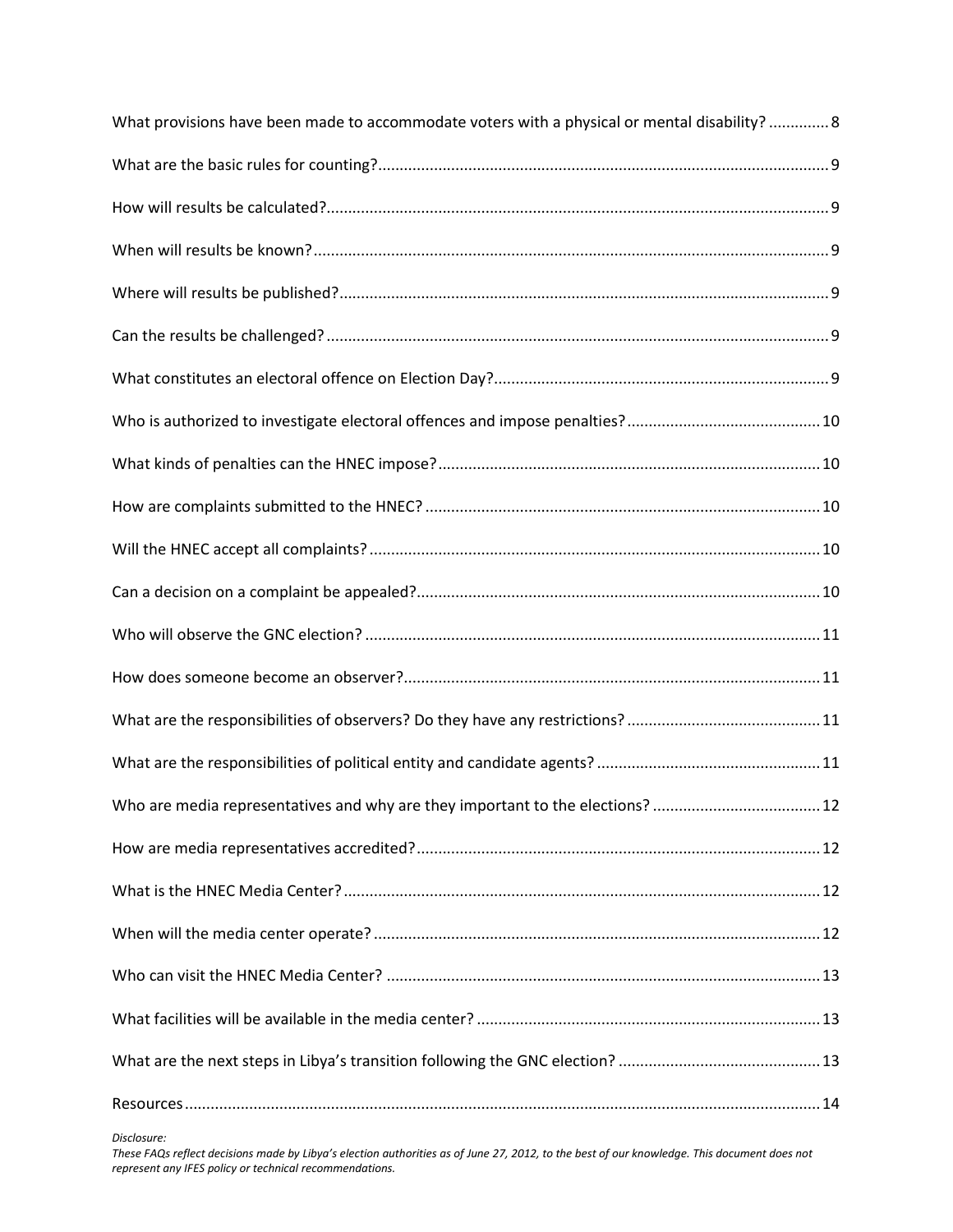What provisions have been made to accommodate voters with a physical or mental disability? .............. 8

What are the basic rules for counting? .......................................................................................................... 9

How will results be calculated? ..................................................................................................................... 9

When will results be known? ........................................................................................................................ 9

Where will results be published? .................................................................................................................. 9

Can the results be challenged? ...................................................................................................................... 9

What constitutes an electoral offence on Election Day? .............................................................................. 9

Who is authorized to investigate electoral offences and impose penalties? ............................................. 10

What kinds of penalties can the HNEC impose? ......................................................................................... 10

How are complaints submitted to the HNEC? ............................................................................................ 10

Will the HNEC accept all complaints? ......................................................................................................... 10

Can a decision on a complaint be appealed? .............................................................................................. 10

Who will observe the GNC election? .......................................................................................................... 11

How does someone become an observer? ................................................................................................. 11

What are the responsibilities of observers? Do they have any restrictions? ............................................. 11

What are the responsibilities of political entity and candidate agents? ..................................................... 11

Who are media representatives and why are they important to the elections? ........................................ 12

How are media representatives accredited? .............................................................................................. 12

What is the HNEC Media Center? ............................................................................................................... 12

When will the media center operate? ........................................................................................................ 12

Who can visit the HNEC Media Center? ..................................................................................................... 13

What facilities will be available in the media center? ................................................................................ 13

What are the next steps in Libya's transition following the GNC election? ............................................... 13

Resources ................................................................................................................................................... 14

*Disclosure:*
*These FAQs reflect decisions made by Libya's election authorities as of June 27, 2012, to the best of our knowledge. This document does not represent any IFES policy or technical recommendations.*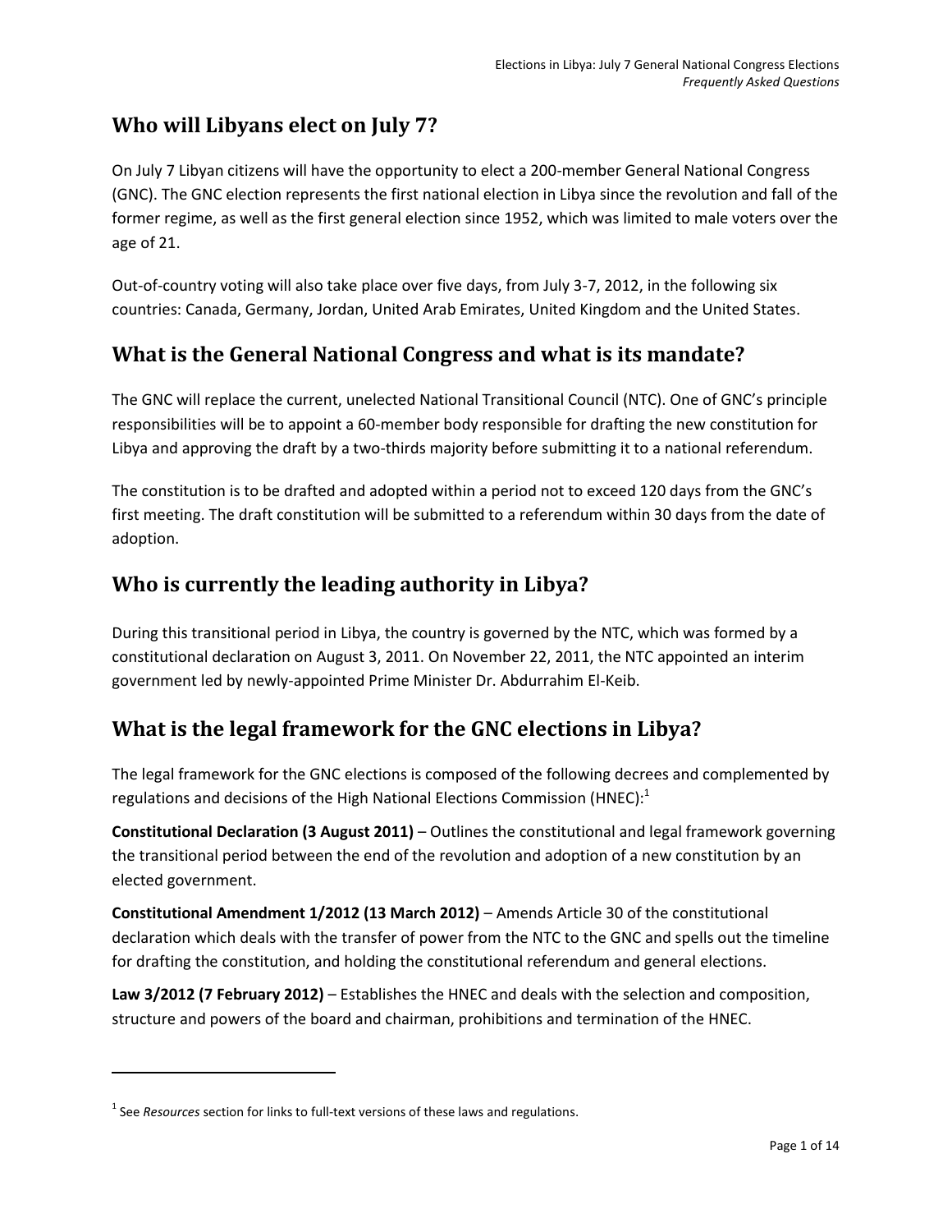## Who will Libyans elect on July 7?

On July 7 Libyan citizens will have the opportunity to elect a 200-member General National Congress (GNC). The GNC election represents the first national election in Libya since the revolution and fall of the former regime, as well as the first general election since 1952, which was limited to male voters over the age of 21.

Out-of-country voting will also take place over five days, from July 3-7, 2012, in the following six countries: Canada, Germany, Jordan, United Arab Emirates, United Kingdom and the United States.

## What is the General National Congress and what is its mandate?

The GNC will replace the current, unelected National Transitional Council (NTC). One of GNC's principle responsibilities will be to appoint a 60-member body responsible for drafting the new constitution for Libya and approving the draft by a two-thirds majority before submitting it to a national referendum.

The constitution is to be drafted and adopted within a period not to exceed 120 days from the GNC's first meeting. The draft constitution will be submitted to a referendum within 30 days from the date of adoption.

## Who is currently the leading authority in Libya?

During this transitional period in Libya, the country is governed by the NTC, which was formed by a constitutional declaration on August 3, 2011. On November 22, 2011, the NTC appointed an interim government led by newly-appointed Prime Minister Dr. Abdurrahim El-Keib.

## What is the legal framework for the GNC elections in Libya?

The legal framework for the GNC elections is composed of the following decrees and complemented by regulations and decisions of the High National Elections Commission (HNEC):[1]

**Constitutional Declaration (3 August 2011)** – Outlines the constitutional and legal framework governing the transitional period between the end of the revolution and adoption of a new constitution by an elected government.

**Constitutional Amendment 1/2012 (13 March 2012)** – Amends Article 30 of the constitutional declaration which deals with the transfer of power from the NTC to the GNC and spells out the timeline for drafting the constitution, and holding the constitutional referendum and general elections.

**Law 3/2012 (7 February 2012)** – Establishes the HNEC and deals with the selection and composition, structure and powers of the board and chairman, prohibitions and termination of the HNEC.

[1] See *Resources* section for links to full-text versions of these laws and regulations.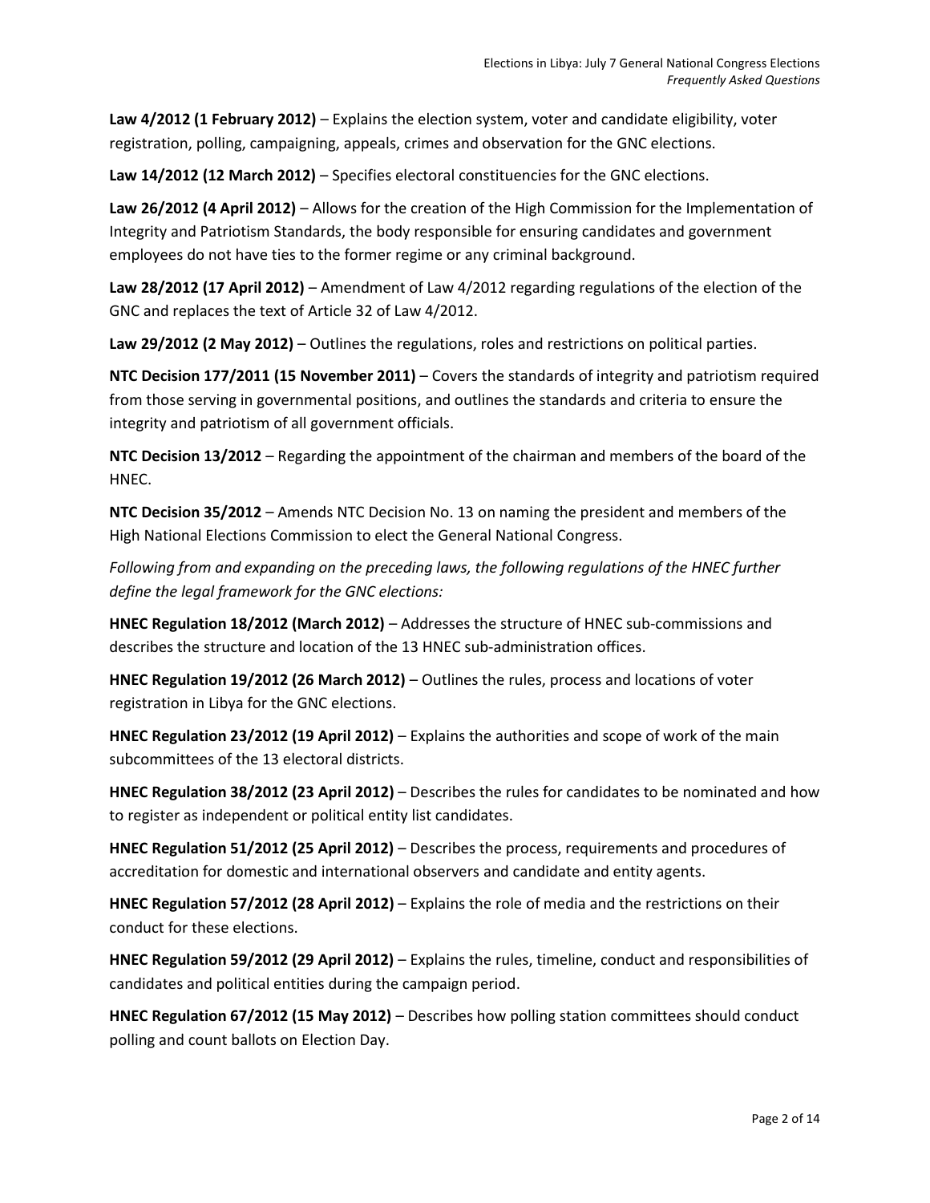**Law 4/2012 (1 February 2012)** – Explains the election system, voter and candidate eligibility, voter registration, polling, campaigning, appeals, crimes and observation for the GNC elections.

**Law 14/2012 (12 March 2012)** – Specifies electoral constituencies for the GNC elections.

**Law 26/2012 (4 April 2012)** – Allows for the creation of the High Commission for the Implementation of Integrity and Patriotism Standards, the body responsible for ensuring candidates and government employees do not have ties to the former regime or any criminal background.

**Law 28/2012 (17 April 2012)** – Amendment of Law 4/2012 regarding regulations of the election of the GNC and replaces the text of Article 32 of Law 4/2012.

**Law 29/2012 (2 May 2012)** – Outlines the regulations, roles and restrictions on political parties.

**NTC Decision 177/2011 (15 November 2011)** – Covers the standards of integrity and patriotism required from those serving in governmental positions, and outlines the standards and criteria to ensure the integrity and patriotism of all government officials.

**NTC Decision 13/2012** – Regarding the appointment of the chairman and members of the board of the HNEC.

**NTC Decision 35/2012** – Amends NTC Decision No. 13 on naming the president and members of the High National Elections Commission to elect the General National Congress.

*Following from and expanding on the preceding laws, the following regulations of the HNEC further define the legal framework for the GNC elections:*

**HNEC Regulation 18/2012 (March 2012)** – Addresses the structure of HNEC sub-commissions and describes the structure and location of the 13 HNEC sub-administration offices.

**HNEC Regulation 19/2012 (26 March 2012)** – Outlines the rules, process and locations of voter registration in Libya for the GNC elections.

**HNEC Regulation 23/2012 (19 April 2012)** – Explains the authorities and scope of work of the main subcommittees of the 13 electoral districts.

**HNEC Regulation 38/2012 (23 April 2012)** – Describes the rules for candidates to be nominated and how to register as independent or political entity list candidates.

**HNEC Regulation 51/2012 (25 April 2012)** – Describes the process, requirements and procedures of accreditation for domestic and international observers and candidate and entity agents.

**HNEC Regulation 57/2012 (28 April 2012)** – Explains the role of media and the restrictions on their conduct for these elections.

**HNEC Regulation 59/2012 (29 April 2012)** – Explains the rules, timeline, conduct and responsibilities of candidates and political entities during the campaign period.

**HNEC Regulation 67/2012 (15 May 2012)** – Describes how polling station committees should conduct polling and count ballots on Election Day.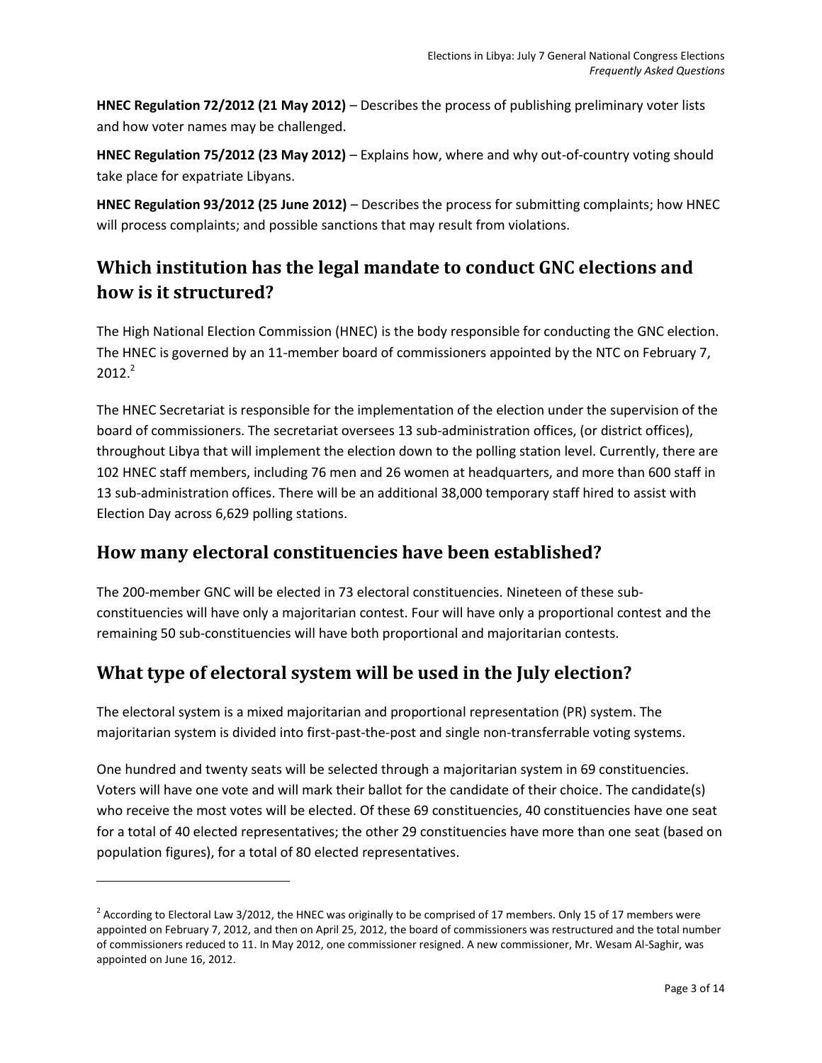**HNEC Regulation 72/2012 (21 May 2012)** – Describes the process of publishing preliminary voter lists and how voter names may be challenged.

**HNEC Regulation 75/2012 (23 May 2012)** – Explains how, where and why out-of-country voting should take place for expatriate Libyans.

**HNEC Regulation 93/2012 (25 June 2012)** – Describes the process for submitting complaints; how HNEC will process complaints; and possible sanctions that may result from violations.

## Which institution has the legal mandate to conduct GNC elections and how is it structured?

The High National Election Commission (HNEC) is the body responsible for conducting the GNC election. The HNEC is governed by an 11-member board of commissioners appointed by the NTC on February 7, 2012.[2]

The HNEC Secretariat is responsible for the implementation of the election under the supervision of the board of commissioners. The secretariat oversees 13 sub-administration offices, (or district offices), throughout Libya that will implement the election down to the polling station level. Currently, there are 102 HNEC staff members, including 76 men and 26 women at headquarters, and more than 600 staff in 13 sub-administration offices. There will be an additional 38,000 temporary staff hired to assist with Election Day across 6,629 polling stations.

## How many electoral constituencies have been established?

The 200-member GNC will be elected in 73 electoral constituencies. Nineteen of these sub-constituencies will have only a majoritarian contest. Four will have only a proportional contest and the remaining 50 sub-constituencies will have both proportional and majoritarian contests.

## What type of electoral system will be used in the July election?

The electoral system is a mixed majoritarian and proportional representation (PR) system. The majoritarian system is divided into first-past-the-post and single non-transferrable voting systems.

One hundred and twenty seats will be selected through a majoritarian system in 69 constituencies. Voters will have one vote and will mark their ballot for the candidate of their choice. The candidate(s) who receive the most votes will be elected. Of these 69 constituencies, 40 constituencies have one seat for a total of 40 elected representatives; the other 29 constituencies have more than one seat (based on population figures), for a total of 80 elected representatives.

---

[2] According to Electoral Law 3/2012, the HNEC was originally to be comprised of 17 members. Only 15 of 17 members were appointed on February 7, 2012, and then on April 25, 2012, the board of commissioners was restructured and the total number of commissioners reduced to 11. In May 2012, one commissioner resigned. A new commissioner, Mr. Wesam Al-Saghir, was appointed on June 16, 2012.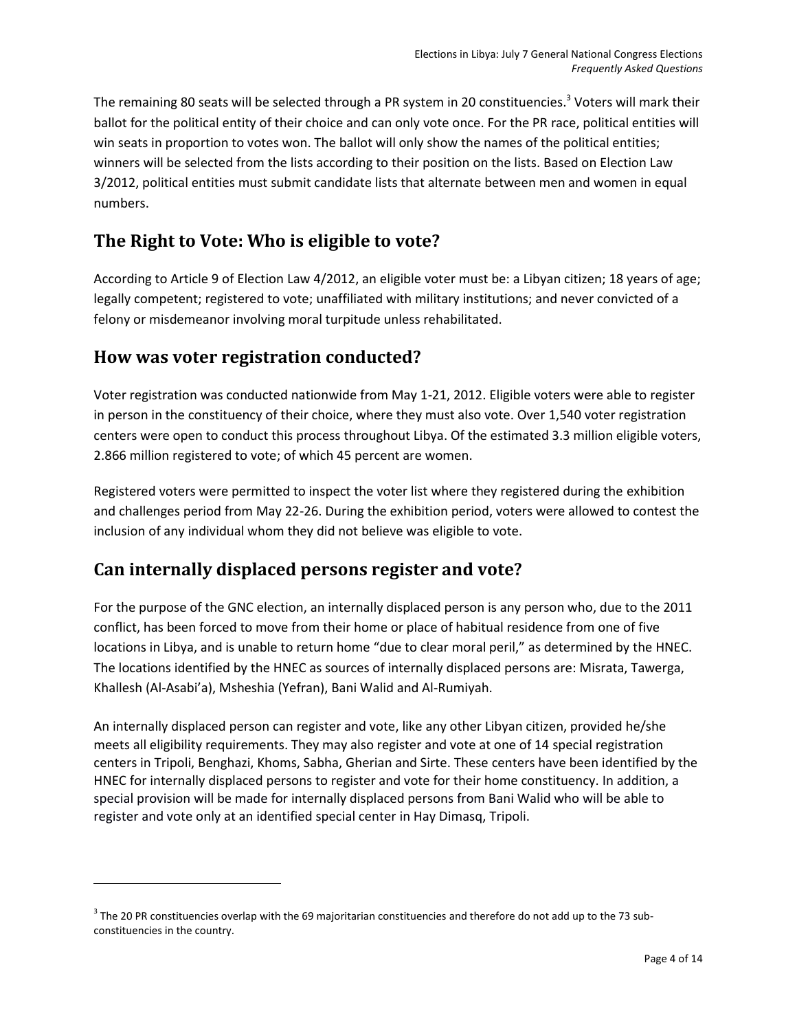The remaining 80 seats will be selected through a PR system in 20 constituencies.[3] Voters will mark their ballot for the political entity of their choice and can only vote once. For the PR race, political entities will win seats in proportion to votes won. The ballot will only show the names of the political entities; winners will be selected from the lists according to their position on the lists. Based on Election Law 3/2012, political entities must submit candidate lists that alternate between men and women in equal numbers.

## The Right to Vote: Who is eligible to vote?

According to Article 9 of Election Law 4/2012, an eligible voter must be: a Libyan citizen; 18 years of age; legally competent; registered to vote; unaffiliated with military institutions; and never convicted of a felony or misdemeanor involving moral turpitude unless rehabilitated.

## How was voter registration conducted?

Voter registration was conducted nationwide from May 1-21, 2012. Eligible voters were able to register in person in the constituency of their choice, where they must also vote. Over 1,540 voter registration centers were open to conduct this process throughout Libya. Of the estimated 3.3 million eligible voters, 2.866 million registered to vote; of which 45 percent are women.

Registered voters were permitted to inspect the voter list where they registered during the exhibition and challenges period from May 22-26. During the exhibition period, voters were allowed to contest the inclusion of any individual whom they did not believe was eligible to vote.

## Can internally displaced persons register and vote?

For the purpose of the GNC election, an internally displaced person is any person who, due to the 2011 conflict, has been forced to move from their home or place of habitual residence from one of five locations in Libya, and is unable to return home "due to clear moral peril," as determined by the HNEC. The locations identified by the HNEC as sources of internally displaced persons are: Misrata, Tawerga, Khallesh (Al-Asabi'a), Msheshia (Yefran), Bani Walid and Al-Rumiyah.

An internally displaced person can register and vote, like any other Libyan citizen, provided he/she meets all eligibility requirements. They may also register and vote at one of 14 special registration centers in Tripoli, Benghazi, Khoms, Sabha, Gherian and Sirte. These centers have been identified by the HNEC for internally displaced persons to register and vote for their home constituency. In addition, a special provision will be made for internally displaced persons from Bani Walid who will be able to register and vote only at an identified special center in Hay Dimasq, Tripoli.

---

[3] The 20 PR constituencies overlap with the 69 majoritarian constituencies and therefore do not add up to the 73 sub-constituencies in the country.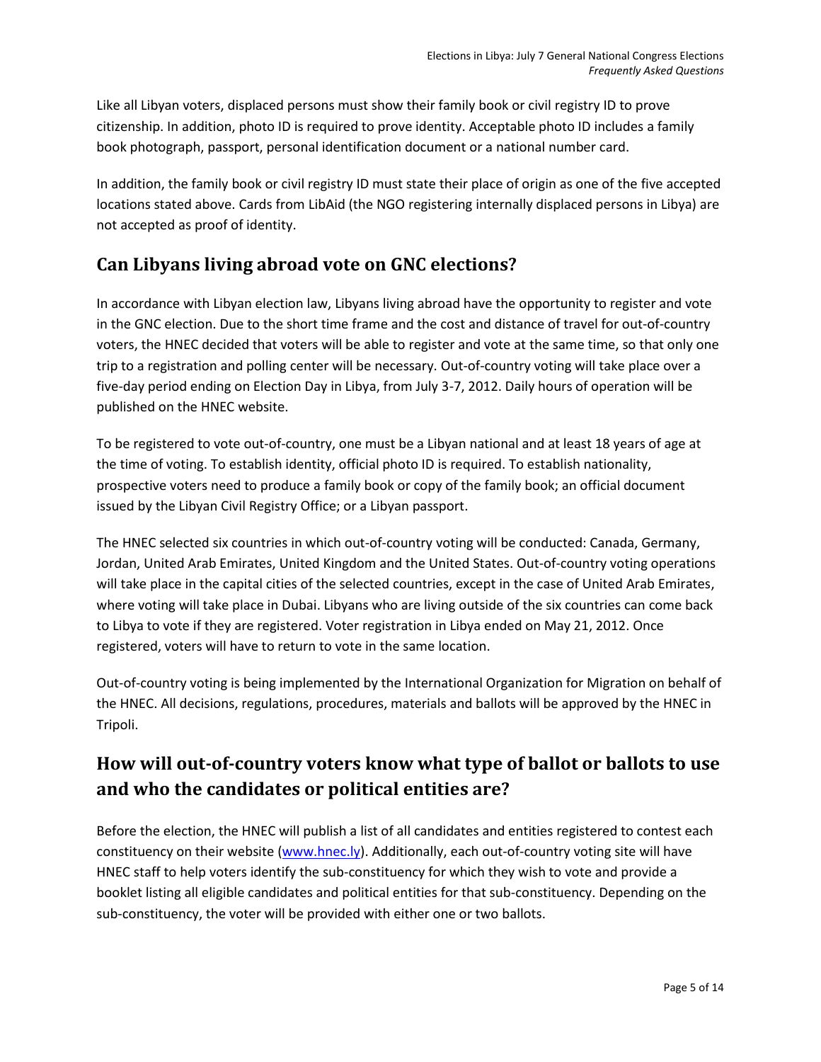Like all Libyan voters, displaced persons must show their family book or civil registry ID to prove citizenship. In addition, photo ID is required to prove identity. Acceptable photo ID includes a family book photograph, passport, personal identification document or a national number card.

In addition, the family book or civil registry ID must state their place of origin as one of the five accepted locations stated above. Cards from LibAid (the NGO registering internally displaced persons in Libya) are not accepted as proof of identity.

## Can Libyans living abroad vote on GNC elections?

In accordance with Libyan election law, Libyans living abroad have the opportunity to register and vote in the GNC election. Due to the short time frame and the cost and distance of travel for out-of-country voters, the HNEC decided that voters will be able to register and vote at the same time, so that only one trip to a registration and polling center will be necessary. Out-of-country voting will take place over a five-day period ending on Election Day in Libya, from July 3-7, 2012. Daily hours of operation will be published on the HNEC website.

To be registered to vote out-of-country, one must be a Libyan national and at least 18 years of age at the time of voting. To establish identity, official photo ID is required. To establish nationality, prospective voters need to produce a family book or copy of the family book; an official document issued by the Libyan Civil Registry Office; or a Libyan passport.

The HNEC selected six countries in which out-of-country voting will be conducted: Canada, Germany, Jordan, United Arab Emirates, United Kingdom and the United States. Out-of-country voting operations will take place in the capital cities of the selected countries, except in the case of United Arab Emirates, where voting will take place in Dubai. Libyans who are living outside of the six countries can come back to Libya to vote if they are registered. Voter registration in Libya ended on May 21, 2012. Once registered, voters will have to return to vote in the same location.

Out-of-country voting is being implemented by the International Organization for Migration on behalf of the HNEC. All decisions, regulations, procedures, materials and ballots will be approved by the HNEC in Tripoli.

## How will out-of-country voters know what type of ballot or ballots to use and who the candidates or political entities are?

Before the election, the HNEC will publish a list of all candidates and entities registered to contest each constituency on their website ([www.hnec.ly](www.hnec.ly)). Additionally, each out-of-country voting site will have HNEC staff to help voters identify the sub-constituency for which they wish to vote and provide a booklet listing all eligible candidates and political entities for that sub-constituency. Depending on the sub-constituency, the voter will be provided with either one or two ballots.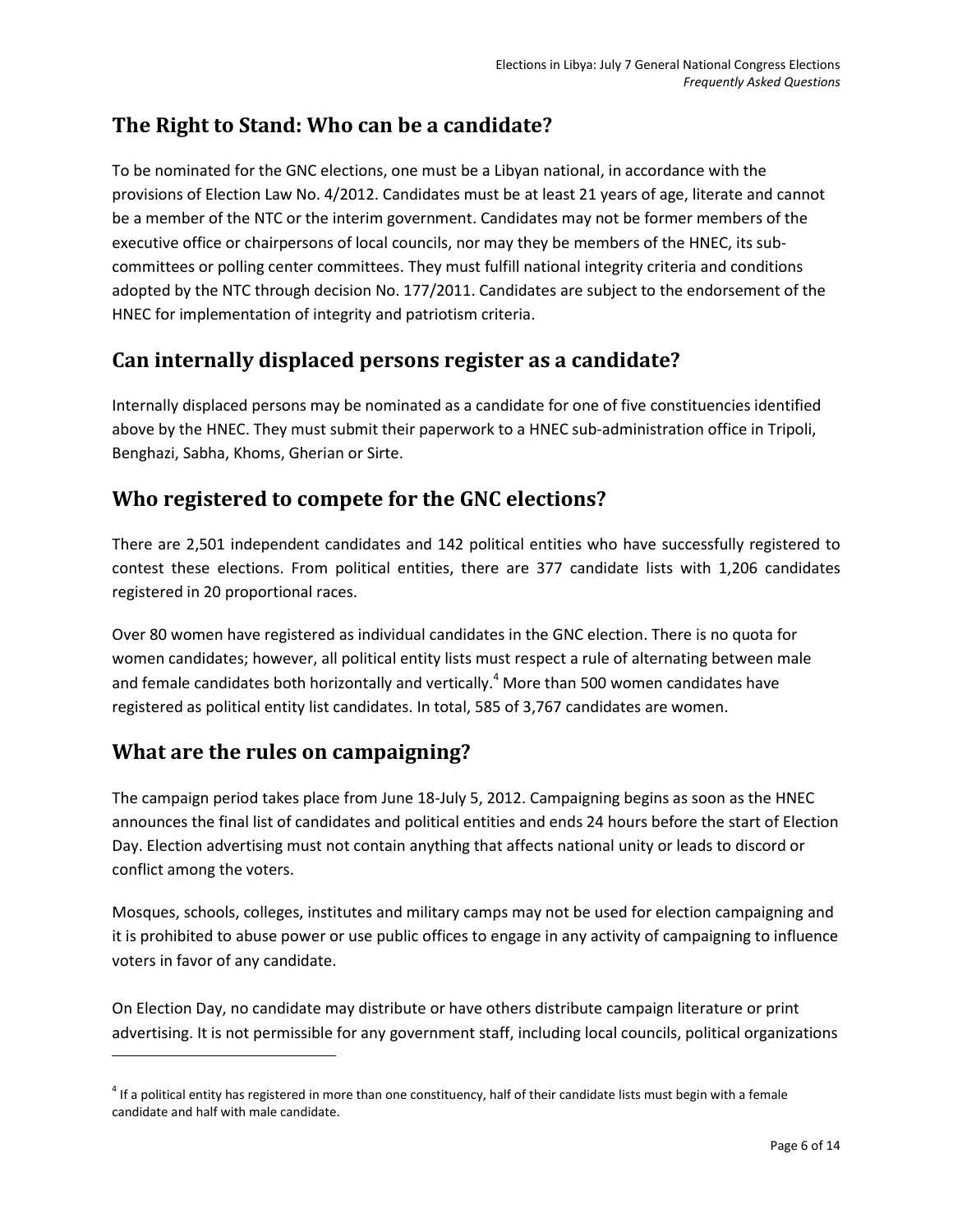## The Right to Stand: Who can be a candidate?

To be nominated for the GNC elections, one must be a Libyan national, in accordance with the provisions of Election Law No. 4/2012. Candidates must be at least 21 years of age, literate and cannot be a member of the NTC or the interim government. Candidates may not be former members of the executive office or chairpersons of local councils, nor may they be members of the HNEC, its sub-committees or polling center committees. They must fulfill national integrity criteria and conditions adopted by the NTC through decision No. 177/2011. Candidates are subject to the endorsement of the HNEC for implementation of integrity and patriotism criteria.

## Can internally displaced persons register as a candidate?

Internally displaced persons may be nominated as a candidate for one of five constituencies identified above by the HNEC. They must submit their paperwork to a HNEC sub-administration office in Tripoli, Benghazi, Sabha, Khoms, Gherian or Sirte.

## Who registered to compete for the GNC elections?

There are 2,501 independent candidates and 142 political entities who have successfully registered to contest these elections. From political entities, there are 377 candidate lists with 1,206 candidates registered in 20 proportional races.

Over 80 women have registered as individual candidates in the GNC election. There is no quota for women candidates; however, all political entity lists must respect a rule of alternating between male and female candidates both horizontally and vertically.[4] More than 500 women candidates have registered as political entity list candidates. In total, 585 of 3,767 candidates are women.

## What are the rules on campaigning?

The campaign period takes place from June 18-July 5, 2012. Campaigning begins as soon as the HNEC announces the final list of candidates and political entities and ends 24 hours before the start of Election Day. Election advertising must not contain anything that affects national unity or leads to discord or conflict among the voters.

Mosques, schools, colleges, institutes and military camps may not be used for election campaigning and it is prohibited to abuse power or use public offices to engage in any activity of campaigning to influence voters in favor of any candidate.

On Election Day, no candidate may distribute or have others distribute campaign literature or print advertising. It is not permissible for any government staff, including local councils, political organizations

[4] If a political entity has registered in more than one constituency, half of their candidate lists must begin with a female candidate and half with male candidate.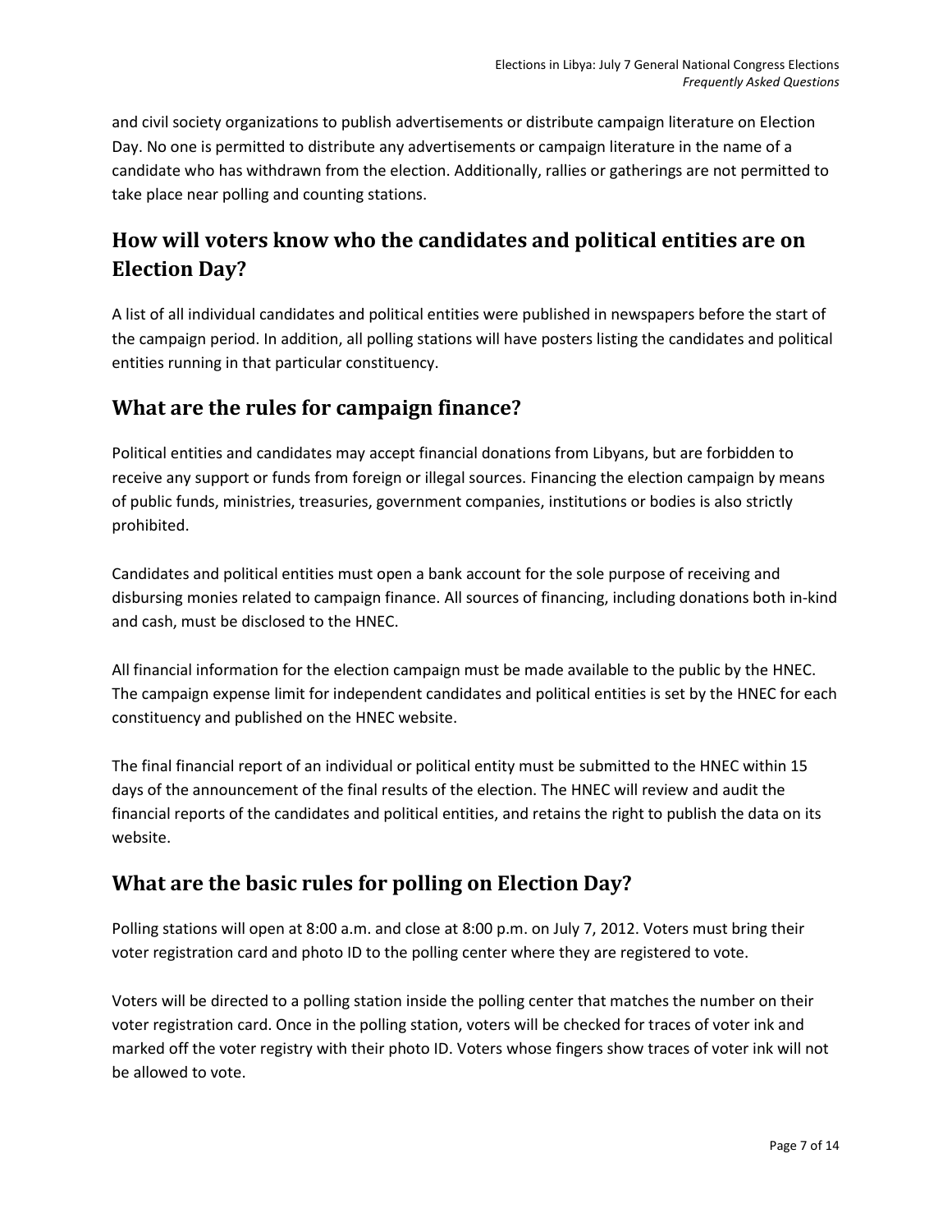and civil society organizations to publish advertisements or distribute campaign literature on Election Day. No one is permitted to distribute any advertisements or campaign literature in the name of a candidate who has withdrawn from the election. Additionally, rallies or gatherings are not permitted to take place near polling and counting stations.

## How will voters know who the candidates and political entities are on Election Day?

A list of all individual candidates and political entities were published in newspapers before the start of the campaign period. In addition, all polling stations will have posters listing the candidates and political entities running in that particular constituency.

## What are the rules for campaign finance?

Political entities and candidates may accept financial donations from Libyans, but are forbidden to receive any support or funds from foreign or illegal sources. Financing the election campaign by means of public funds, ministries, treasuries, government companies, institutions or bodies is also strictly prohibited.

Candidates and political entities must open a bank account for the sole purpose of receiving and disbursing monies related to campaign finance. All sources of financing, including donations both in-kind and cash, must be disclosed to the HNEC.

All financial information for the election campaign must be made available to the public by the HNEC. The campaign expense limit for independent candidates and political entities is set by the HNEC for each constituency and published on the HNEC website.

The final financial report of an individual or political entity must be submitted to the HNEC within 15 days of the announcement of the final results of the election. The HNEC will review and audit the financial reports of the candidates and political entities, and retains the right to publish the data on its website.

## What are the basic rules for polling on Election Day?

Polling stations will open at 8:00 a.m. and close at 8:00 p.m. on July 7, 2012. Voters must bring their voter registration card and photo ID to the polling center where they are registered to vote.

Voters will be directed to a polling station inside the polling center that matches the number on their voter registration card. Once in the polling station, voters will be checked for traces of voter ink and marked off the voter registry with their photo ID. Voters whose fingers show traces of voter ink will not be allowed to vote.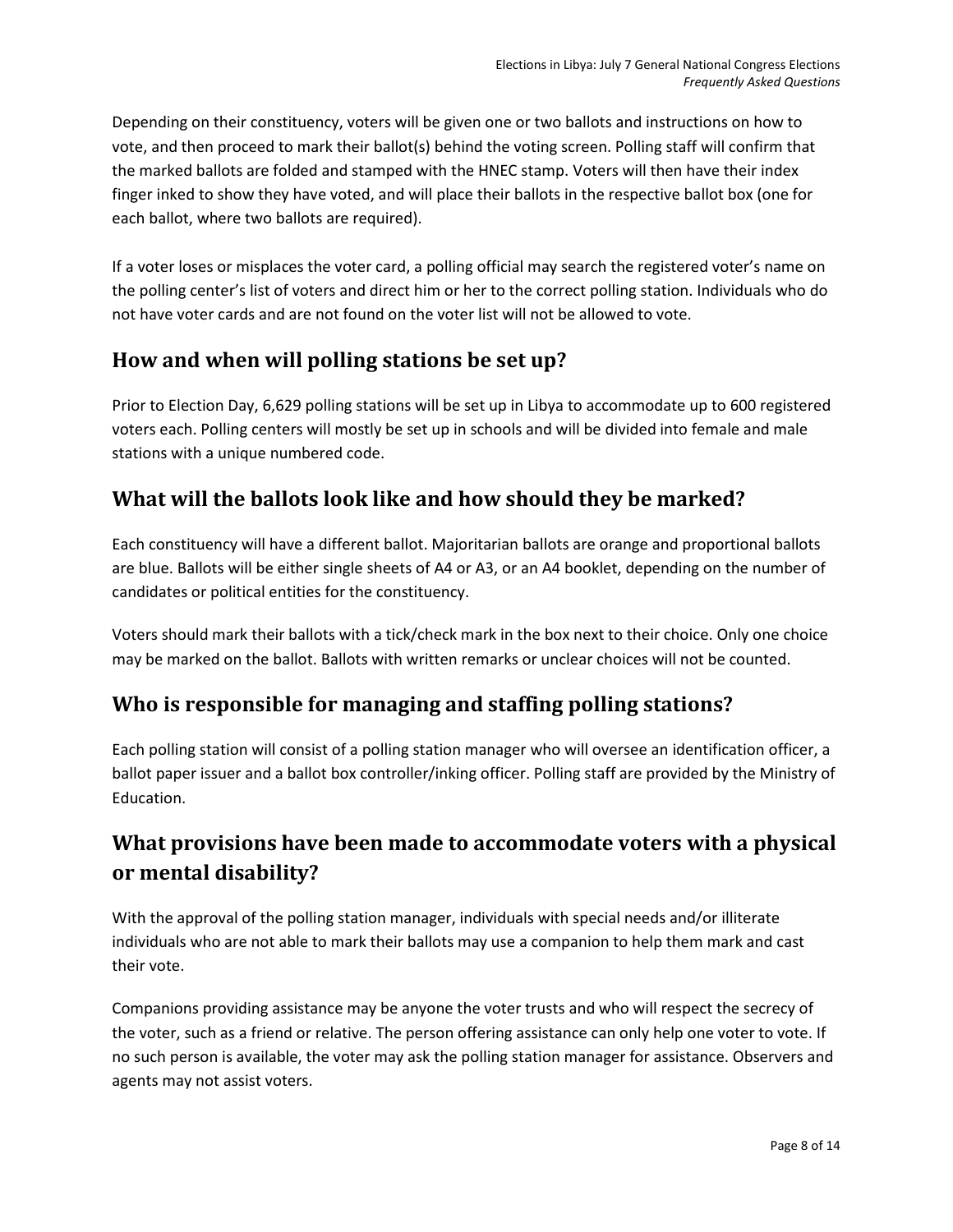Depending on their constituency, voters will be given one or two ballots and instructions on how to vote, and then proceed to mark their ballot(s) behind the voting screen. Polling staff will confirm that the marked ballots are folded and stamped with the HNEC stamp. Voters will then have their index finger inked to show they have voted, and will place their ballots in the respective ballot box (one for each ballot, where two ballots are required).

If a voter loses or misplaces the voter card, a polling official may search the registered voter's name on the polling center's list of voters and direct him or her to the correct polling station. Individuals who do not have voter cards and are not found on the voter list will not be allowed to vote.

## How and when will polling stations be set up?

Prior to Election Day, 6,629 polling stations will be set up in Libya to accommodate up to 600 registered voters each. Polling centers will mostly be set up in schools and will be divided into female and male stations with a unique numbered code.

## What will the ballots look like and how should they be marked?

Each constituency will have a different ballot. Majoritarian ballots are orange and proportional ballots are blue. Ballots will be either single sheets of A4 or A3, or an A4 booklet, depending on the number of candidates or political entities for the constituency.

Voters should mark their ballots with a tick/check mark in the box next to their choice. Only one choice may be marked on the ballot. Ballots with written remarks or unclear choices will not be counted.

## Who is responsible for managing and staffing polling stations?

Each polling station will consist of a polling station manager who will oversee an identification officer, a ballot paper issuer and a ballot box controller/inking officer. Polling staff are provided by the Ministry of Education.

## What provisions have been made to accommodate voters with a physical or mental disability?

With the approval of the polling station manager, individuals with special needs and/or illiterate individuals who are not able to mark their ballots may use a companion to help them mark and cast their vote.

Companions providing assistance may be anyone the voter trusts and who will respect the secrecy of the voter, such as a friend or relative. The person offering assistance can only help one voter to vote. If no such person is available, the voter may ask the polling station manager for assistance. Observers and agents may not assist voters.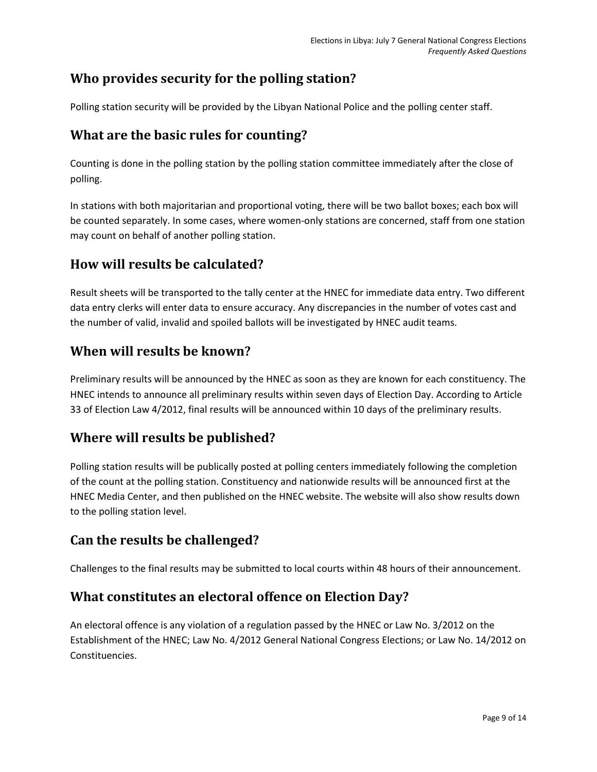## Who provides security for the polling station?

Polling station security will be provided by the Libyan National Police and the polling center staff.

## What are the basic rules for counting?

Counting is done in the polling station by the polling station committee immediately after the close of polling.

In stations with both majoritarian and proportional voting, there will be two ballot boxes; each box will be counted separately. In some cases, where women-only stations are concerned, staff from one station may count on behalf of another polling station.

## How will results be calculated?

Result sheets will be transported to the tally center at the HNEC for immediate data entry. Two different data entry clerks will enter data to ensure accuracy. Any discrepancies in the number of votes cast and the number of valid, invalid and spoiled ballots will be investigated by HNEC audit teams.

## When will results be known?

Preliminary results will be announced by the HNEC as soon as they are known for each constituency. The HNEC intends to announce all preliminary results within seven days of Election Day. According to Article 33 of Election Law 4/2012, final results will be announced within 10 days of the preliminary results.

## Where will results be published?

Polling station results will be publically posted at polling centers immediately following the completion of the count at the polling station. Constituency and nationwide results will be announced first at the HNEC Media Center, and then published on the HNEC website. The website will also show results down to the polling station level.

## Can the results be challenged?

Challenges to the final results may be submitted to local courts within 48 hours of their announcement.

## What constitutes an electoral offence on Election Day?

An electoral offence is any violation of a regulation passed by the HNEC or Law No. 3/2012 on the Establishment of the HNEC; Law No. 4/2012 General National Congress Elections; or Law No. 14/2012 on Constituencies.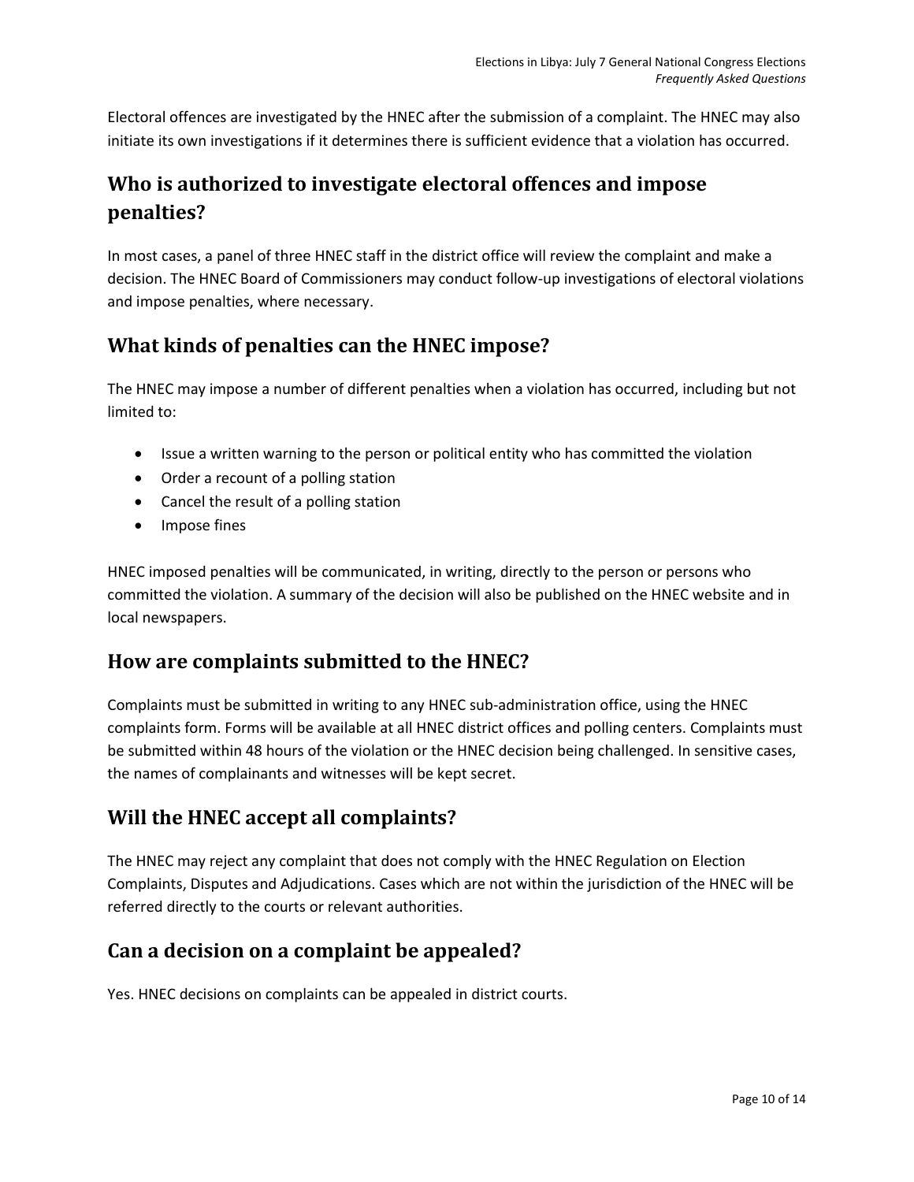Electoral offences are investigated by the HNEC after the submission of a complaint. The HNEC may also initiate its own investigations if it determines there is sufficient evidence that a violation has occurred.

## Who is authorized to investigate electoral offences and impose penalties?

In most cases, a panel of three HNEC staff in the district office will review the complaint and make a decision. The HNEC Board of Commissioners may conduct follow-up investigations of electoral violations and impose penalties, where necessary.

## What kinds of penalties can the HNEC impose?

The HNEC may impose a number of different penalties when a violation has occurred, including but not limited to:

- Issue a written warning to the person or political entity who has committed the violation
- Order a recount of a polling station
- Cancel the result of a polling station
- Impose fines

HNEC imposed penalties will be communicated, in writing, directly to the person or persons who committed the violation. A summary of the decision will also be published on the HNEC website and in local newspapers.

## How are complaints submitted to the HNEC?

Complaints must be submitted in writing to any HNEC sub-administration office, using the HNEC complaints form. Forms will be available at all HNEC district offices and polling centers. Complaints must be submitted within 48 hours of the violation or the HNEC decision being challenged. In sensitive cases, the names of complainants and witnesses will be kept secret.

## Will the HNEC accept all complaints?

The HNEC may reject any complaint that does not comply with the HNEC Regulation on Election Complaints, Disputes and Adjudications. Cases which are not within the jurisdiction of the HNEC will be referred directly to the courts or relevant authorities.

## Can a decision on a complaint be appealed?

Yes. HNEC decisions on complaints can be appealed in district courts.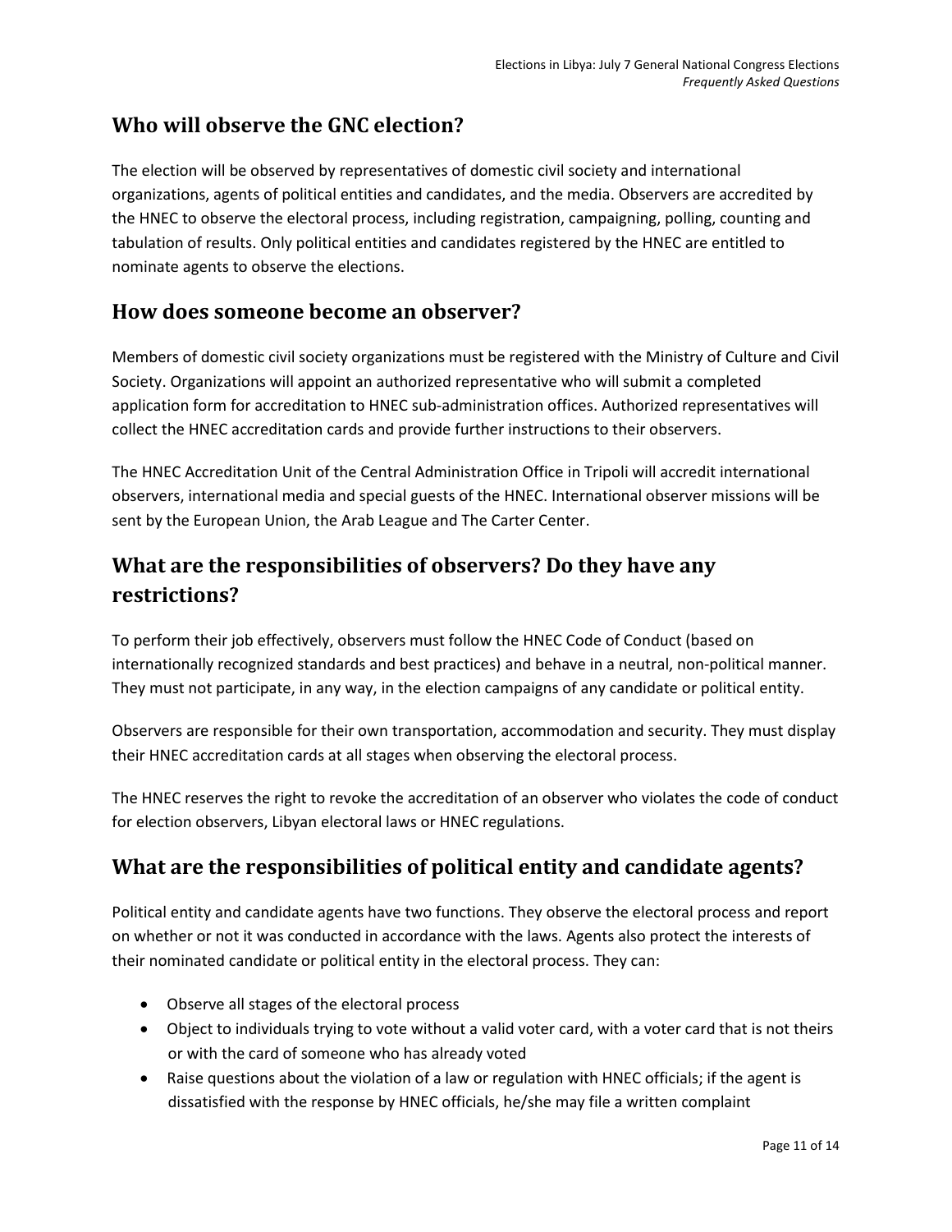## Who will observe the GNC election?

The election will be observed by representatives of domestic civil society and international organizations, agents of political entities and candidates, and the media. Observers are accredited by the HNEC to observe the electoral process, including registration, campaigning, polling, counting and tabulation of results. Only political entities and candidates registered by the HNEC are entitled to nominate agents to observe the elections.

## How does someone become an observer?

Members of domestic civil society organizations must be registered with the Ministry of Culture and Civil Society. Organizations will appoint an authorized representative who will submit a completed application form for accreditation to HNEC sub-administration offices. Authorized representatives will collect the HNEC accreditation cards and provide further instructions to their observers.

The HNEC Accreditation Unit of the Central Administration Office in Tripoli will accredit international observers, international media and special guests of the HNEC. International observer missions will be sent by the European Union, the Arab League and The Carter Center.

## What are the responsibilities of observers? Do they have any restrictions?

To perform their job effectively, observers must follow the HNEC Code of Conduct (based on internationally recognized standards and best practices) and behave in a neutral, non-political manner. They must not participate, in any way, in the election campaigns of any candidate or political entity.

Observers are responsible for their own transportation, accommodation and security. They must display their HNEC accreditation cards at all stages when observing the electoral process.

The HNEC reserves the right to revoke the accreditation of an observer who violates the code of conduct for election observers, Libyan electoral laws or HNEC regulations.

## What are the responsibilities of political entity and candidate agents?

Political entity and candidate agents have two functions. They observe the electoral process and report on whether or not it was conducted in accordance with the laws. Agents also protect the interests of their nominated candidate or political entity in the electoral process. They can:

- Observe all stages of the electoral process
- Object to individuals trying to vote without a valid voter card, with a voter card that is not theirs or with the card of someone who has already voted
- Raise questions about the violation of a law or regulation with HNEC officials; if the agent is dissatisfied with the response by HNEC officials, he/she may file a written complaint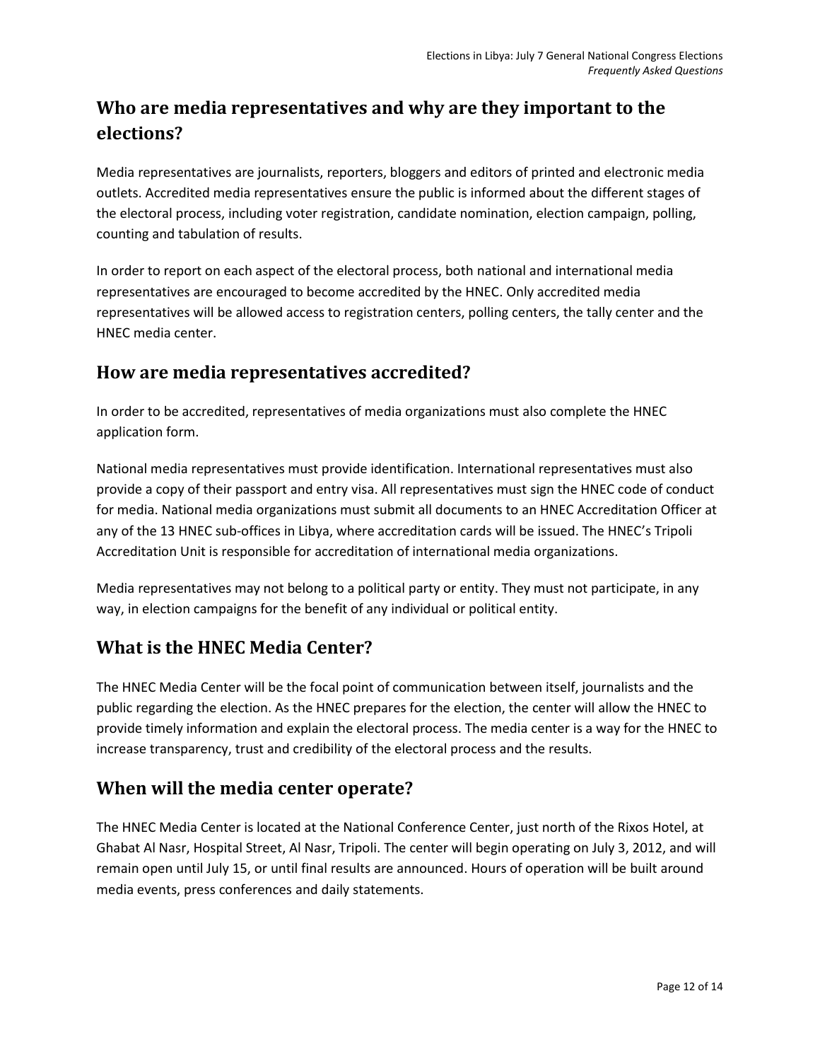## Who are media representatives and why are they important to the elections?

Media representatives are journalists, reporters, bloggers and editors of printed and electronic media outlets. Accredited media representatives ensure the public is informed about the different stages of the electoral process, including voter registration, candidate nomination, election campaign, polling, counting and tabulation of results.

In order to report on each aspect of the electoral process, both national and international media representatives are encouraged to become accredited by the HNEC. Only accredited media representatives will be allowed access to registration centers, polling centers, the tally center and the HNEC media center.

## How are media representatives accredited?

In order to be accredited, representatives of media organizations must also complete the HNEC application form.

National media representatives must provide identification. International representatives must also provide a copy of their passport and entry visa. All representatives must sign the HNEC code of conduct for media. National media organizations must submit all documents to an HNEC Accreditation Officer at any of the 13 HNEC sub-offices in Libya, where accreditation cards will be issued. The HNEC's Tripoli Accreditation Unit is responsible for accreditation of international media organizations.

Media representatives may not belong to a political party or entity. They must not participate, in any way, in election campaigns for the benefit of any individual or political entity.

## What is the HNEC Media Center?

The HNEC Media Center will be the focal point of communication between itself, journalists and the public regarding the election. As the HNEC prepares for the election, the center will allow the HNEC to provide timely information and explain the electoral process. The media center is a way for the HNEC to increase transparency, trust and credibility of the electoral process and the results.

## When will the media center operate?

The HNEC Media Center is located at the National Conference Center, just north of the Rixos Hotel, at Ghabat Al Nasr, Hospital Street, Al Nasr, Tripoli. The center will begin operating on July 3, 2012, and will remain open until July 15, or until final results are announced. Hours of operation will be built around media events, press conferences and daily statements.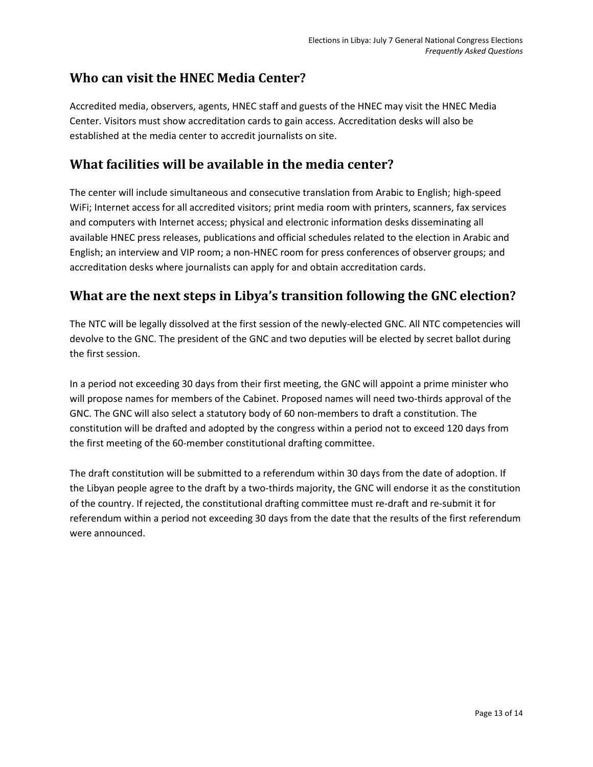## Who can visit the HNEC Media Center?

Accredited media, observers, agents, HNEC staff and guests of the HNEC may visit the HNEC Media Center. Visitors must show accreditation cards to gain access. Accreditation desks will also be established at the media center to accredit journalists on site.

## What facilities will be available in the media center?

The center will include simultaneous and consecutive translation from Arabic to English; high-speed WiFi; Internet access for all accredited visitors; print media room with printers, scanners, fax services and computers with Internet access; physical and electronic information desks disseminating all available HNEC press releases, publications and official schedules related to the election in Arabic and English; an interview and VIP room; a non-HNEC room for press conferences of observer groups; and accreditation desks where journalists can apply for and obtain accreditation cards.

## What are the next steps in Libya's transition following the GNC election?

The NTC will be legally dissolved at the first session of the newly-elected GNC. All NTC competencies will devolve to the GNC. The president of the GNC and two deputies will be elected by secret ballot during the first session.

In a period not exceeding 30 days from their first meeting, the GNC will appoint a prime minister who will propose names for members of the Cabinet. Proposed names will need two-thirds approval of the GNC. The GNC will also select a statutory body of 60 non-members to draft a constitution. The constitution will be drafted and adopted by the congress within a period not to exceed 120 days from the first meeting of the 60-member constitutional drafting committee.

The draft constitution will be submitted to a referendum within 30 days from the date of adoption. If the Libyan people agree to the draft by a two-thirds majority, the GNC will endorse it as the constitution of the country. If rejected, the constitutional drafting committee must re-draft and re-submit it for referendum within a period not exceeding 30 days from the date that the results of the first referendum were announced.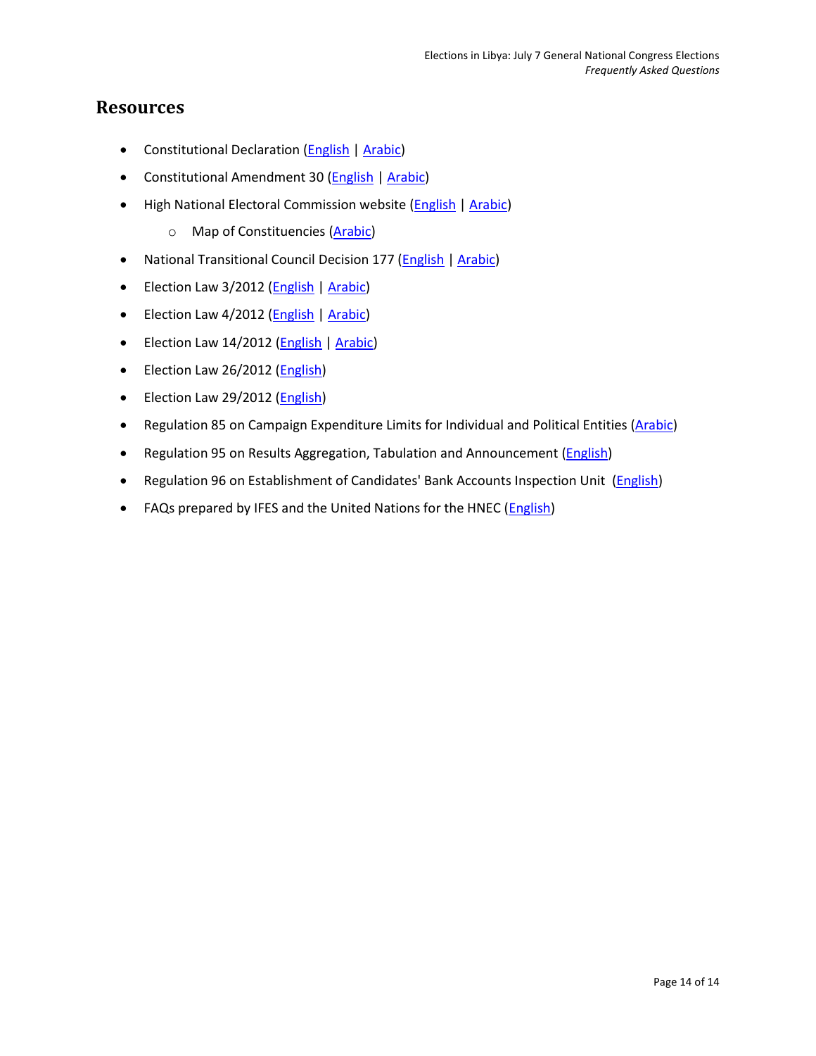## Resources

- Constitutional Declaration (English | Arabic)
- Constitutional Amendment 30 (English | Arabic)
- High National Electoral Commission website (English | Arabic)
    - Map of Constituencies (Arabic)
- National Transitional Council Decision 177 (English | Arabic)
- Election Law 3/2012 (English | Arabic)
- Election Law 4/2012 (English | Arabic)
- Election Law 14/2012 (English | Arabic)
- Election Law 26/2012 (English)
- Election Law 29/2012 (English)
- Regulation 85 on Campaign Expenditure Limits for Individual and Political Entities (Arabic)
- Regulation 95 on Results Aggregation, Tabulation and Announcement (English)
- Regulation 96 on Establishment of Candidates' Bank Accounts Inspection Unit (English)
- FAQs prepared by IFES and the United Nations for the HNEC (English)